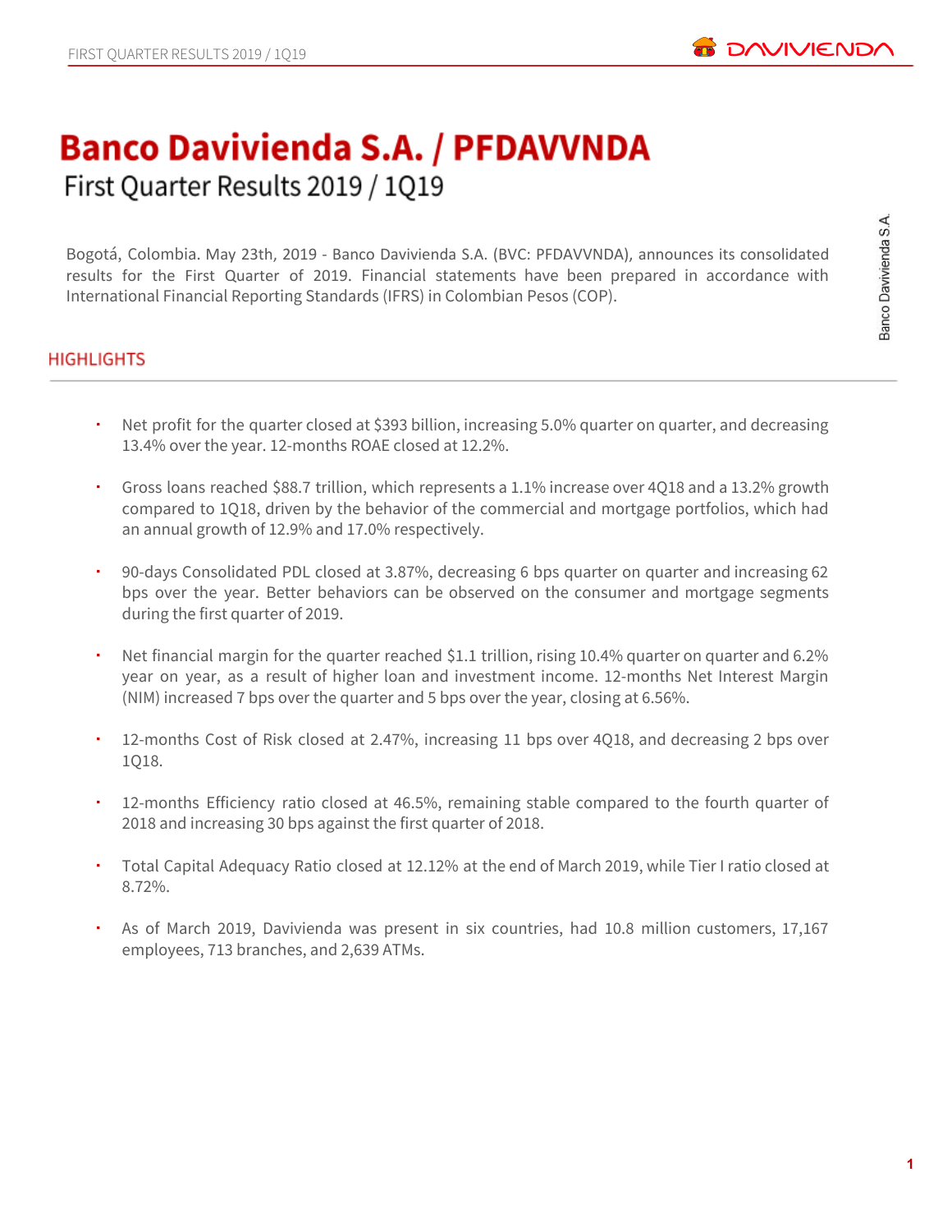# Banco Davivienda S.A. / PFDAVVNDA

## First Quarter Results 2019 / 1Q19

Bogotá, Colombia. May 23th, 2019 - Banco Davivienda S.A. (BVC: PFDAVVNDA), announces its consolidated results for the First Quarter of 2019. Financial statements have been prepared in accordance with International Financial Reporting Standards (IFRS) in Colombian Pesos (COP).

## HIGHLIGHTS

- Net profit for the quarter closed at $393 billion, increasing 5.0% quarter on quarter, and decreasing 13.4% over the year. 12-months ROAE closed at 12.2%.
- Gross loans reached $88.7 trillion, which represents a 1.1% increase over 4Q18 and a 13.2% growth compared to 1Q18, driven by the behavior of the commercial and mortgage portfolios, which had an annual growth of 12.9% and 17.0% respectively.
- 90-days Consolidated PDL closed at 3.87%, decreasing 6 bps quarter on quarter and increasing 62 bps over the year. Better behaviors can be observed on the consumer and mortgage segments during the first quarter of 2019.
- Net financial margin for the quarter reached $1.1 trillion, rising 10.4% quarter on quarter and 6.2% year on year, as a result of higher loan and investment income. 12-months Net Interest Margin (NIM) increased 7 bps over the quarter and 5 bps over the year, closing at 6.56%.
- 12-months Cost of Risk closed at 2.47%, increasing 11 bps over 4Q18, and decreasing 2 bps over 1Q18.
- 12-months Efficiency ratio closed at 46.5%, remaining stable compared to the fourth quarter of 2018 and increasing 30 bps against the first quarter of 2018.
- Total Capital Adequacy Ratio closed at 12.12% at the end of March 2019, while Tier I ratio closed at 8.72%.
- As of March 2019, Davivienda was present in six countries, had 10.8 million customers, 17,167 employees, 713 branches, and 2,639 ATMs.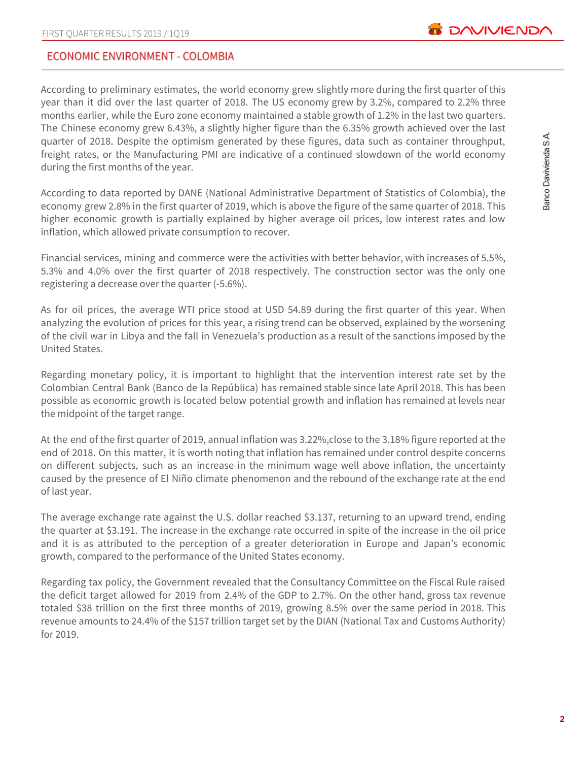## ECONOMIC ENVIRONMENT - COLOMBIA

According to preliminary estimates, the world economy grew slightly more during the first quarter of this year than it did over the last quarter of 2018. The US economy grew by 3.2%, compared to 2.2% three months earlier, while the Euro zone economy maintained a stable growth of 1.2% in the last two quarters. The Chinese economy grew 6.43%, a slightly higher figure than the 6.35% growth achieved over the last quarter of 2018. Despite the optimism generated by these figures, data such as container throughput, freight rates, or the Manufacturing PMI are indicative of a continued slowdown of the world economy during the first months of the year.

According to data reported by DANE (National Administrative Department of Statistics of Colombia), the economy grew 2.8% in the first quarter of 2019, which is above the figure of the same quarter of 2018. This higher economic growth is partially explained by higher average oil prices, low interest rates and low inflation, which allowed private consumption to recover.

Financial services, mining and commerce were the activities with better behavior, with increases of 5.5%, 5.3% and 4.0% over the first quarter of 2018 respectively. The construction sector was the only one registering a decrease over the quarter (-5.6%).

As for oil prices, the average WTI price stood at USD 54.89 during the first quarter of this year. When analyzing the evolution of prices for this year, a rising trend can be observed, explained by the worsening of the civil war in Libya and the fall in Venezuela's production as a result of the sanctions imposed by the United States.

Regarding monetary policy, it is important to highlight that the intervention interest rate set by the Colombian Central Bank (Banco de la República) has remained stable since late April 2018. This has been possible as economic growth is located below potential growth and inflation has remained at levels near the midpoint of the target range.

At the end of the first quarter of 2019, annual inflation was 3.22%,close to the 3.18% figure reported at the end of 2018. On this matter, it is worth noting that inflation has remained under control despite concerns on different subjects, such as an increase in the minimum wage well above inflation, the uncertainty caused by the presence of El Niño climate phenomenon and the rebound of the exchange rate at the end of last year.

The average exchange rate against the U.S. dollar reached $3.137, returning to an upward trend, ending the quarter at $3.191. The increase in the exchange rate occurred in spite of the increase in the oil price and it is as attributed to the perception of a greater deterioration in Europe and Japan's economic growth, compared to the performance of the United States economy.

Regarding tax policy, the Government revealed that the Consultancy Committee on the Fiscal Rule raised the deficit target allowed for 2019 from 2.4% of the GDP to 2.7%. On the other hand, gross tax revenue totaled $38 trillion on the first three months of 2019, growing 8.5% over the same period in 2018. This revenue amounts to 24.4% of the $157 trillion target set by the DIAN (National Tax and Customs Authority) for 2019.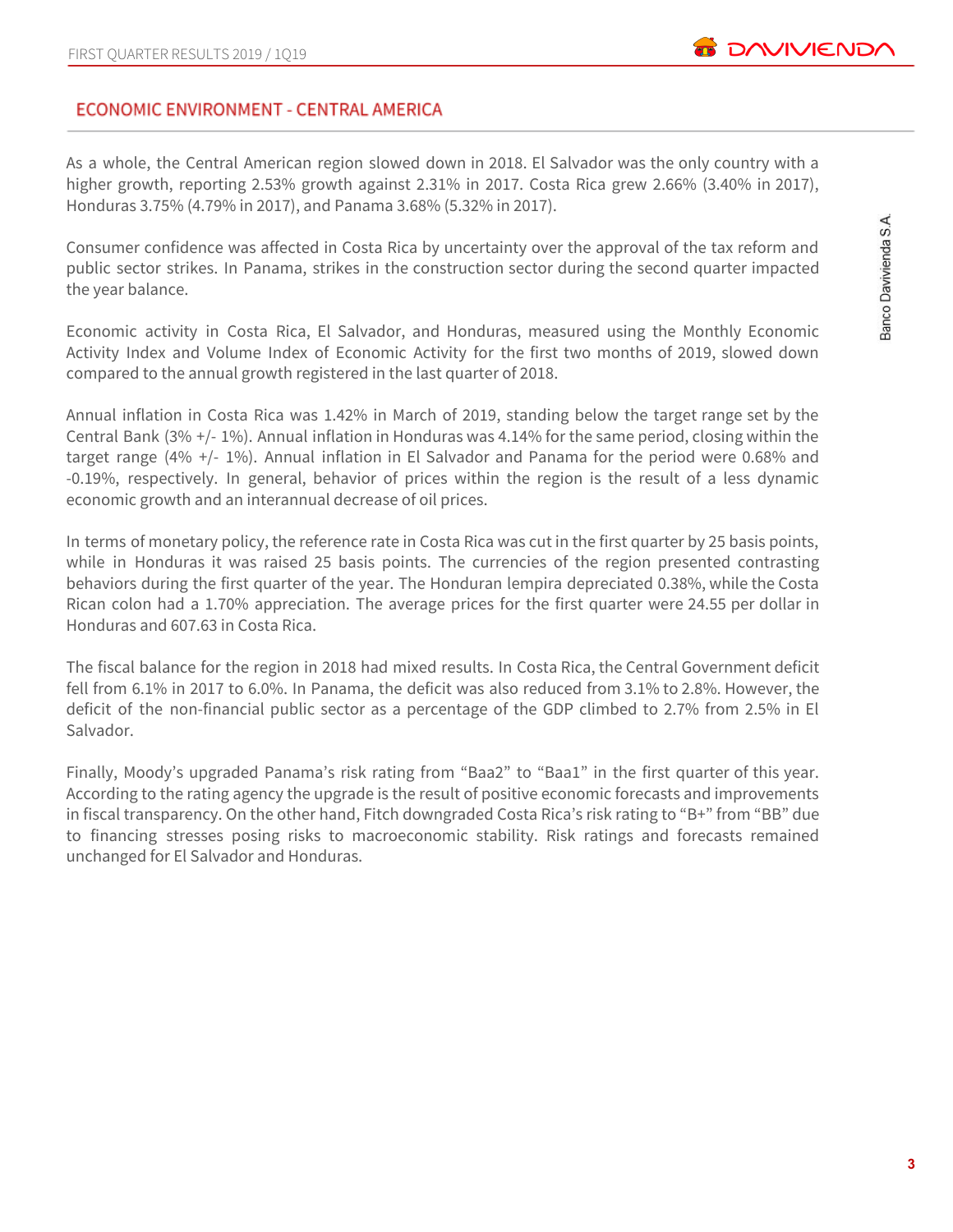## ECONOMIC ENVIRONMENT - CENTRAL AMERICA

As a whole, the Central American region slowed down in 2018. El Salvador was the only country with a higher growth, reporting 2.53% growth against 2.31% in 2017. Costa Rica grew 2.66% (3.40% in 2017), Honduras 3.75% (4.79% in 2017), and Panama 3.68% (5.32% in 2017).

Consumer confidence was affected in Costa Rica by uncertainty over the approval of the tax reform and public sector strikes. In Panama, strikes in the construction sector during the second quarter impacted the year balance.

Economic activity in Costa Rica, El Salvador, and Honduras, measured using the Monthly Economic Activity Index and Volume Index of Economic Activity for the first two months of 2019, slowed down compared to the annual growth registered in the last quarter of 2018.

Annual inflation in Costa Rica was 1.42% in March of 2019, standing below the target range set by the Central Bank (3% +/- 1%). Annual inflation in Honduras was 4.14% for the same period, closing within the target range (4% +/- 1%). Annual inflation in El Salvador and Panama for the period were 0.68% and -0.19%, respectively. In general, behavior of prices within the region is the result of a less dynamic economic growth and an interannual decrease of oil prices.

In terms of monetary policy, the reference rate in Costa Rica was cut in the first quarter by 25 basis points, while in Honduras it was raised 25 basis points. The currencies of the region presented contrasting behaviors during the first quarter of the year. The Honduran lempira depreciated 0.38%, while the Costa Rican colon had a 1.70% appreciation. The average prices for the first quarter were 24.55 per dollar in Honduras and 607.63 in Costa Rica.

The fiscal balance for the region in 2018 had mixed results. In Costa Rica, the Central Government deficit fell from 6.1% in 2017 to 6.0%. In Panama, the deficit was also reduced from 3.1% to 2.8%. However, the deficit of the non-financial public sector as a percentage of the GDP climbed to 2.7% from 2.5% in El Salvador.

Finally, Moody's upgraded Panama's risk rating from "Baa2" to "Baa1" in the first quarter of this year. According to the rating agency the upgrade is the result of positive economic forecasts and improvements in fiscal transparency. On the other hand, Fitch downgraded Costa Rica's risk rating to "B+" from "BB" due to financing stresses posing risks to macroeconomic stability. Risk ratings and forecasts remained unchanged for El Salvador and Honduras.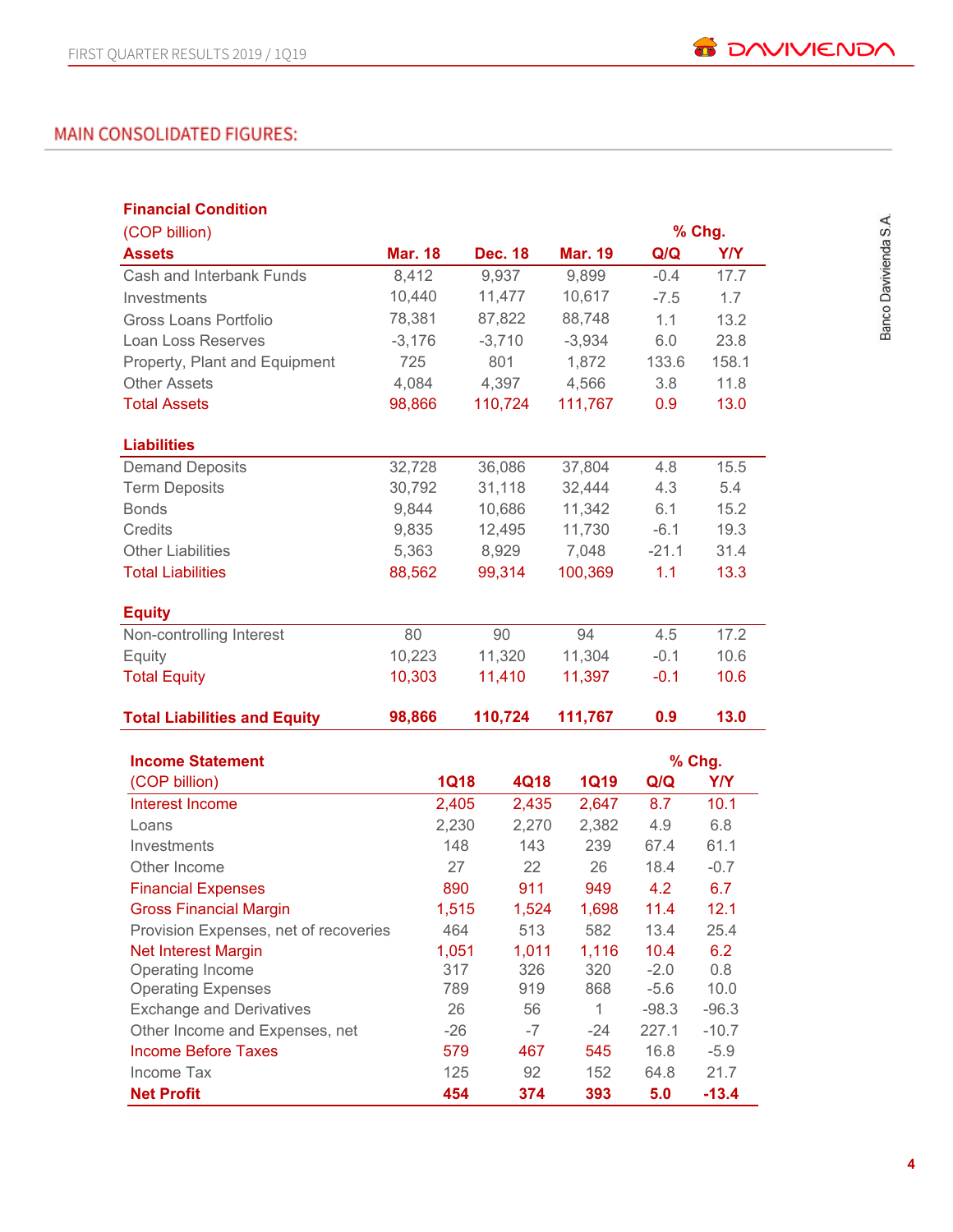## MAIN CONSOLIDATED FIGURES:

| Financial Condition | | | | % Chg. | |
|---|---|---|---|---|---|
| (COP billion) | | | | | |
| **Assets** | **Mar. 18** | **Dec. 18** | **Mar. 19** | **Q/Q** | **Y/Y** |
| Cash and Interbank Funds | 8,412 | 9,937 | 9,899 | -0.4 | 17.7 |
| Investments | 10,440 | 11,477 | 10,617 | -7.5 | 1.7 |
| Gross Loans Portfolio | 78,381 | 87,822 | 88,748 | 1.1 | 13.2 |
| Loan Loss Reserves | -3,176 | -3,710 | -3,934 | 6.0 | 23.8 |
| Property, Plant and Equipment | 725 | 801 | 1,872 | 133.6 | 158.1 |
| Other Assets | 4,084 | 4,397 | 4,566 | 3.8 | 11.8 |
| Total Assets | 98,866 | 110,724 | 111,767 | 0.9 | 13.0 |
| **Liabilities** | | | | | |
| Demand Deposits | 32,728 | 36,086 | 37,804 | 4.8 | 15.5 |
| Term Deposits | 30,792 | 31,118 | 32,444 | 4.3 | 5.4 |
| Bonds | 9,844 | 10,686 | 11,342 | 6.1 | 15.2 |
| Credits | 9,835 | 12,495 | 11,730 | -6.1 | 19.3 |
| Other Liabilities | 5,363 | 8,929 | 7,048 | -21.1 | 31.4 |
| Total Liabilities | 88,562 | 99,314 | 100,369 | 1.1 | 13.3 |
| **Equity** | | | | | |
| Non-controlling Interest | 80 | 90 | 94 | 4.5 | 17.2 |
| Equity | 10,223 | 11,320 | 11,304 | -0.1 | 10.6 |
| Total Equity | 10,303 | 11,410 | 11,397 | -0.1 | 10.6 |
| **Total Liabilities and Equity** | **98,866** | **110,724** | **111,767** | **0.9** | **13.0** |

| Income Statement | | | | % Chg. | |
|---|---|---|---|---|---|
| (COP billion) | **1Q18** | **4Q18** | **1Q19** | **Q/Q** | **Y/Y** |
| Interest Income | 2,405 | 2,435 | 2,647 | 8.7 | 10.1 |
| Loans | 2,230 | 2,270 | 2,382 | 4.9 | 6.8 |
| Investments | 148 | 143 | 239 | 67.4 | 61.1 |
| Other Income | 27 | 22 | 26 | 18.4 | -0.7 |
| Financial Expenses | 890 | 911 | 949 | 4.2 | 6.7 |
| Gross Financial Margin | 1,515 | 1,524 | 1,698 | 11.4 | 12.1 |
| Provision Expenses, net of recoveries | 464 | 513 | 582 | 13.4 | 25.4 |
| Net Interest Margin | 1,051 | 1,011 | 1,116 | 10.4 | 6.2 |
| Operating Income | 317 | 326 | 320 | -2.0 | 0.8 |
| Operating Expenses | 789 | 919 | 868 | -5.6 | 10.0 |
| Exchange and Derivatives | 26 | 56 | 1 | -98.3 | -96.3 |
| Other Income and Expenses, net | -26 | -7 | -24 | 227.1 | -10.7 |
| Income Before Taxes | 579 | 467 | 545 | 16.8 | -5.9 |
| Income Tax | 125 | 92 | 152 | 64.8 | 21.7 |
| **Net Profit** | **454** | **374** | **393** | **5.0** | **-13.4** |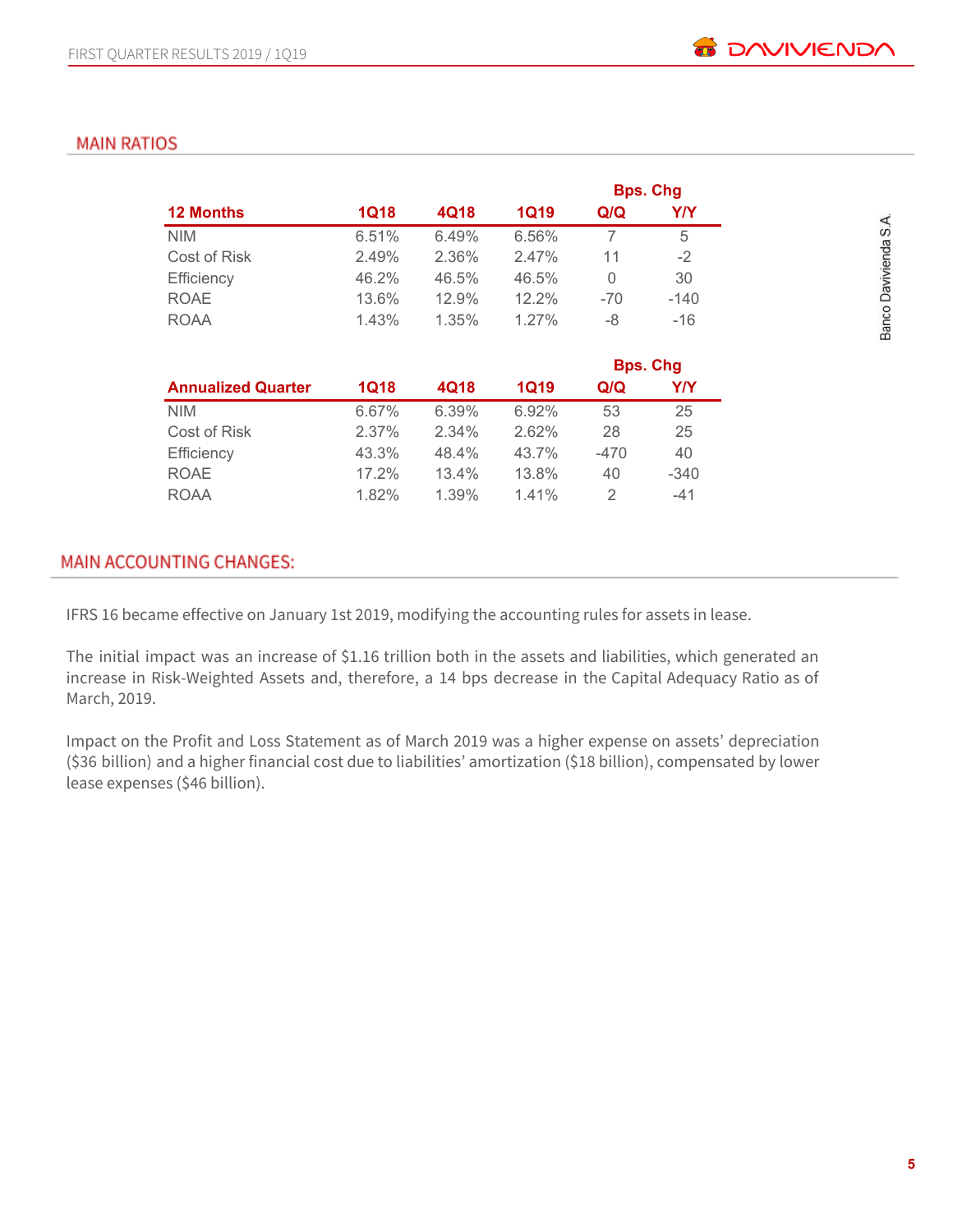## MAIN RATIOS

| 12 Months | 1Q18 | 4Q18 | 1Q19 | Bps. Chg Q/Q | Bps. Chg Y/Y |
|---|---|---|---|---|---|
| NIM | 6.51% | 6.49% | 6.56% | 7 | 5 |
| Cost of Risk | 2.49% | 2.36% | 2.47% | 11 | -2 |
| Efficiency | 46.2% | 46.5% | 46.5% | 0 | 30 |
| ROAE | 13.6% | 12.9% | 12.2% | -70 | -140 |
| ROAA | 1.43% | 1.35% | 1.27% | -8 | -16 |

| Annualized Quarter | 1Q18 | 4Q18 | 1Q19 | Bps. Chg Q/Q | Bps. Chg Y/Y |
|---|---|---|---|---|---|
| NIM | 6.67% | 6.39% | 6.92% | 53 | 25 |
| Cost of Risk | 2.37% | 2.34% | 2.62% | 28 | 25 |
| Efficiency | 43.3% | 48.4% | 43.7% | -470 | 40 |
| ROAE | 17.2% | 13.4% | 13.8% | 40 | -340 |
| ROAA | 1.82% | 1.39% | 1.41% | 2 | -41 |

## MAIN ACCOUNTING CHANGES:

IFRS 16 became effective on January 1st 2019, modifying the accounting rules for assets in lease.

The initial impact was an increase of $1.16 trillion both in the assets and liabilities, which generated an increase in Risk-Weighted Assets and, therefore, a 14 bps decrease in the Capital Adequacy Ratio as of March, 2019.

Impact on the Profit and Loss Statement as of March 2019 was a higher expense on assets' depreciation ($36 billion) and a higher financial cost due to liabilities' amortization ($18 billion), compensated by lower lease expenses ($46 billion).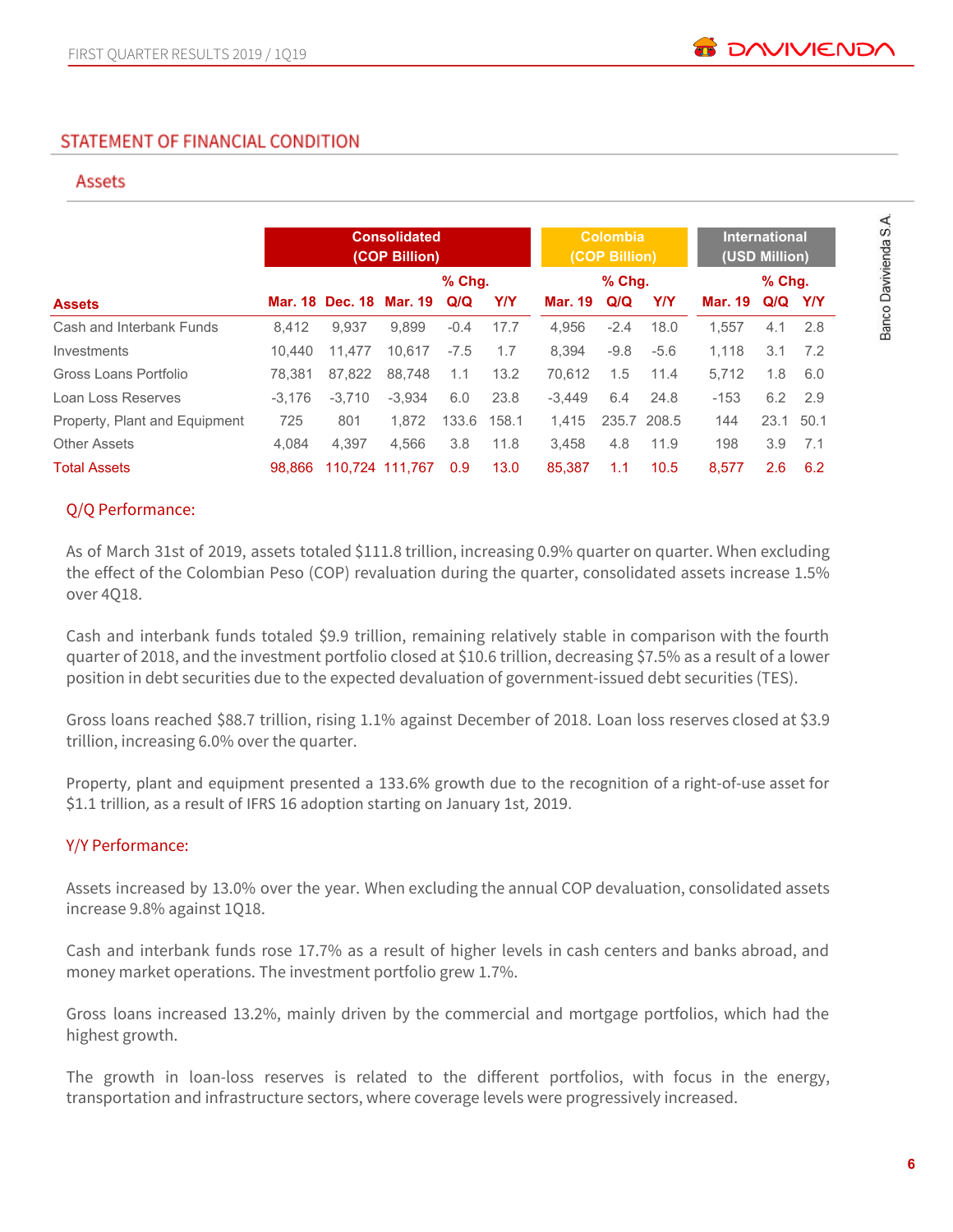## STATEMENT OF FINANCIAL CONDITION

### Assets

| Assets | Consolidated (COP Billion) | | | | | Colombia (COP Billion) | | | International (USD Million) | | |
|---|---|---|---|---|---|---|---|---|---|---|---|
| | | | | % Chg. | | | % Chg. | | | % Chg. | |
| | Mar. 18 | Dec. 18 | Mar. 19 | Q/Q | Y/Y | Mar. 19 | Q/Q | Y/Y | Mar. 19 | Q/Q | Y/Y |
| Cash and Interbank Funds | 8,412 | 9,937 | 9,899 | -0.4 | 17.7 | 4,956 | -2.4 | 18.0 | 1,557 | 4.1 | 2.8 |
| Investments | 10,440 | 11,477 | 10,617 | -7.5 | 1.7 | 8,394 | -9.8 | -5.6 | 1,118 | 3.1 | 7.2 |
| Gross Loans Portfolio | 78,381 | 87,822 | 88,748 | 1.1 | 13.2 | 70,612 | 1.5 | 11.4 | 5,712 | 1.8 | 6.0 |
| Loan Loss Reserves | -3,176 | -3,710 | -3,934 | 6.0 | 23.8 | -3,449 | 6.4 | 24.8 | -153 | 6.2 | 2.9 |
| Property, Plant and Equipment | 725 | 801 | 1,872 | 133.6 | 158.1 | 1,415 | 235.7 | 208.5 | 144 | 23.1 | 50.1 |
| Other Assets | 4,084 | 4,397 | 4,566 | 3.8 | 11.8 | 3,458 | 4.8 | 11.9 | 198 | 3.9 | 7.1 |
| Total Assets | 98,866 | 110,724 | 111,767 | 0.9 | 13.0 | 85,387 | 1.1 | 10.5 | 8,577 | 2.6 | 6.2 |

#### Q/Q Performance:

As of March 31st of 2019, assets totaled $111.8 trillion, increasing 0.9% quarter on quarter. When excluding the effect of the Colombian Peso (COP) revaluation during the quarter, consolidated assets increase 1.5% over 4Q18.

Cash and interbank funds totaled $9.9 trillion, remaining relatively stable in comparison with the fourth quarter of 2018, and the investment portfolio closed at $10.6 trillion, decreasing $7.5% as a result of a lower position in debt securities due to the expected devaluation of government-issued debt securities (TES).

Gross loans reached $88.7 trillion, rising 1.1% against December of 2018. Loan loss reserves closed at $3.9 trillion, increasing 6.0% over the quarter.

Property, plant and equipment presented a 133.6% growth due to the recognition of a right-of-use asset for $1.1 trillion, as a result of IFRS 16 adoption starting on January 1st, 2019.

#### Y/Y Performance:

Assets increased by 13.0% over the year. When excluding the annual COP devaluation, consolidated assets increase 9.8% against 1Q18.

Cash and interbank funds rose 17.7% as a result of higher levels in cash centers and banks abroad, and money market operations. The investment portfolio grew 1.7%.

Gross loans increased 13.2%, mainly driven by the commercial and mortgage portfolios, which had the highest growth.

The growth in loan-loss reserves is related to the different portfolios, with focus in the energy, transportation and infrastructure sectors, where coverage levels were progressively increased.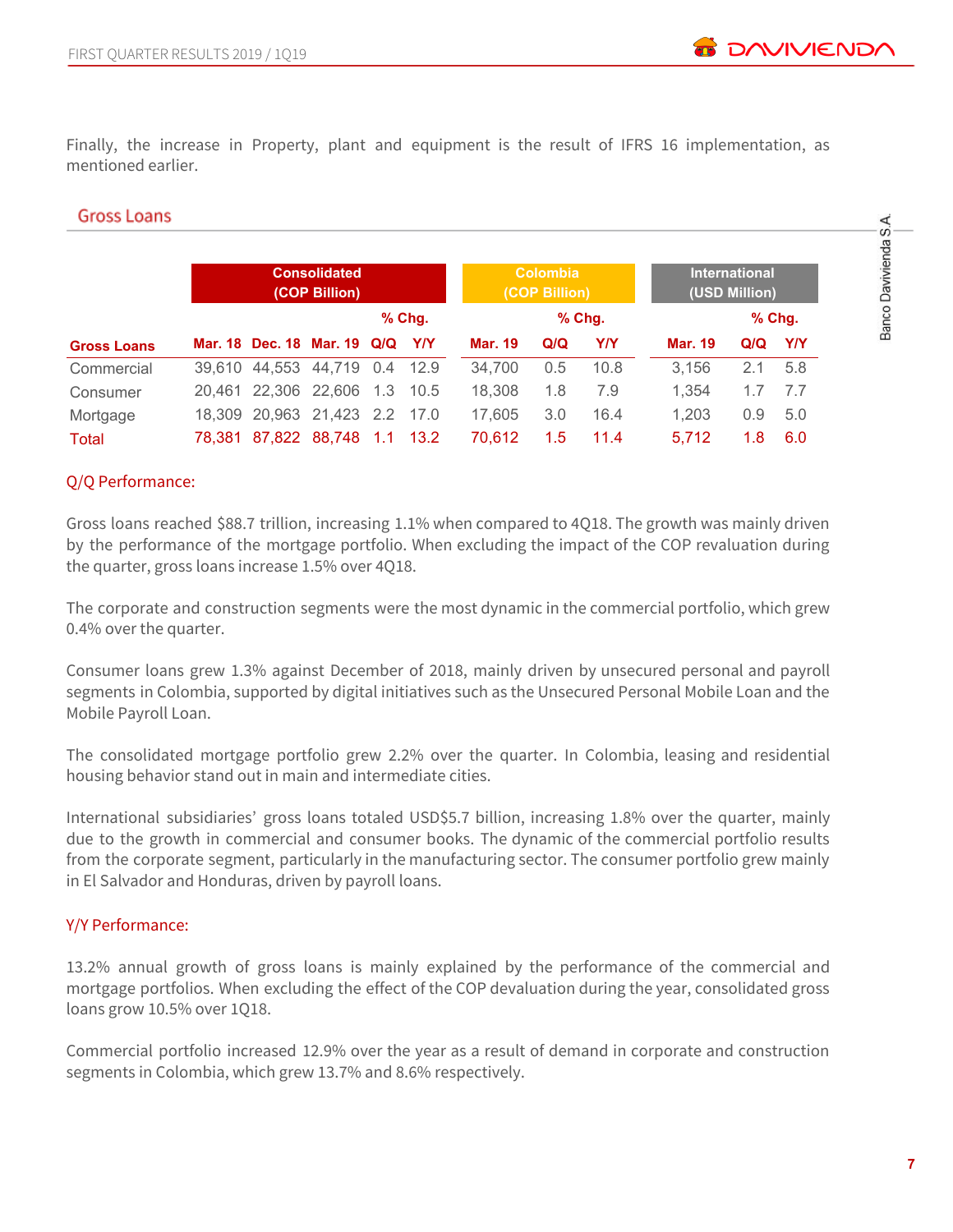Finally, the increase in Property, plant and equipment is the result of IFRS 16 implementation, as mentioned earlier.

## Gross Loans

| | Consolidated (COP Billion) | | | | | Colombia (COP Billion) | | | International (USD Million) | | |
|---|---|---|---|---|---|---|---|---|---|---|---|
| | | | | % Chg. | | | % Chg. | | | % Chg. | |
| **Gross Loans** | **Mar. 18** | **Dec. 18** | **Mar. 19** | **Q/Q** | **Y/Y** | **Mar. 19** | **Q/Q** | **Y/Y** | **Mar. 19** | **Q/Q** | **Y/Y** |
| Commercial | 39,610 | 44,553 | 44,719 | 0.4 | 12.9 | 34,700 | 0.5 | 10.8 | 3,156 | 2.1 | 5.8 |
| Consumer | 20,461 | 22,306 | 22,606 | 1.3 | 10.5 | 18,308 | 1.8 | 7.9 | 1,354 | 1.7 | 7.7 |
| Mortgage | 18,309 | 20,963 | 21,423 | 2.2 | 17.0 | 17,605 | 3.0 | 16.4 | 1,203 | 0.9 | 5.0 |
| **Total** | **78,381** | **87,822** | **88,748** | **1.1** | **13.2** | **70,612** | **1.5** | **11.4** | **5,712** | **1.8** | **6.0** |

### Q/Q Performance:

Gross loans reached $88.7 trillion, increasing 1.1% when compared to 4Q18. The growth was mainly driven by the performance of the mortgage portfolio. When excluding the impact of the COP revaluation during the quarter, gross loans increase 1.5% over 4Q18.

The corporate and construction segments were the most dynamic in the commercial portfolio, which grew 0.4% over the quarter.

Consumer loans grew 1.3% against December of 2018, mainly driven by unsecured personal and payroll segments in Colombia, supported by digital initiatives such as the Unsecured Personal Mobile Loan and the Mobile Payroll Loan.

The consolidated mortgage portfolio grew 2.2% over the quarter. In Colombia, leasing and residential housing behavior stand out in main and intermediate cities.

International subsidiaries' gross loans totaled USD$5.7 billion, increasing 1.8% over the quarter, mainly due to the growth in commercial and consumer books. The dynamic of the commercial portfolio results from the corporate segment, particularly in the manufacturing sector. The consumer portfolio grew mainly in El Salvador and Honduras, driven by payroll loans.

### Y/Y Performance:

13.2% annual growth of gross loans is mainly explained by the performance of the commercial and mortgage portfolios. When excluding the effect of the COP devaluation during the year, consolidated gross loans grow 10.5% over 1Q18.

Commercial portfolio increased 12.9% over the year as a result of demand in corporate and construction segments in Colombia, which grew 13.7% and 8.6% respectively.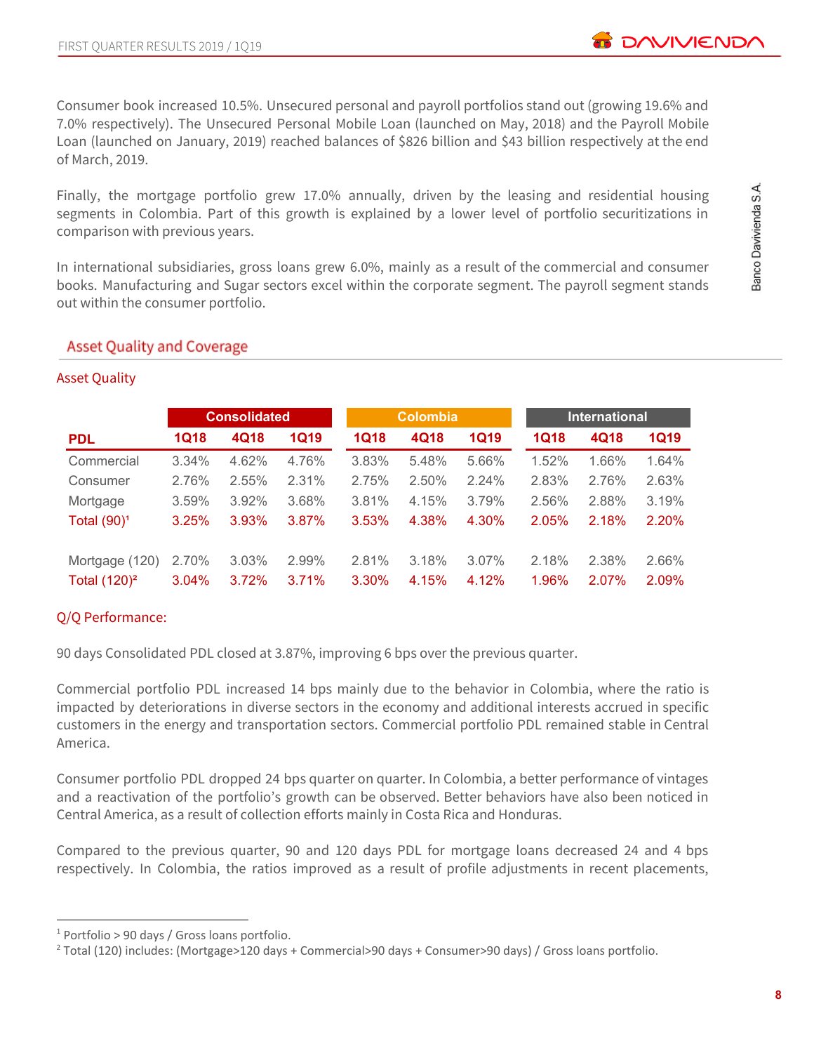Consumer book increased 10.5%. Unsecured personal and payroll portfolios stand out (growing 19.6% and 7.0% respectively). The Unsecured Personal Mobile Loan (launched on May, 2018) and the Payroll Mobile Loan (launched on January, 2019) reached balances of $826 billion and $43 billion respectively at the end of March, 2019.

Finally, the mortgage portfolio grew 17.0% annually, driven by the leasing and residential housing segments in Colombia. Part of this growth is explained by a lower level of portfolio securitizations in comparison with previous years.

In international subsidiaries, gross loans grew 6.0%, mainly as a result of the commercial and consumer books. Manufacturing and Sugar sectors excel within the corporate segment. The payroll segment stands out within the consumer portfolio.

## Asset Quality and Coverage

### Asset Quality

| | Consolidated | | | Colombia | | | International | | |
|---|---|---|---|---|---|---|---|---|---|
| **PDL** | **1Q18** | **4Q18** | **1Q19** | **1Q18** | **4Q18** | **1Q19** | **1Q18** | **4Q18** | **1Q19** |
| Commercial | 3.34% | 4.62% | 4.76% | 3.83% | 5.48% | 5.66% | 1.52% | 1.66% | 1.64% |
| Consumer | 2.76% | 2.55% | 2.31% | 2.75% | 2.50% | 2.24% | 2.83% | 2.76% | 2.63% |
| Mortgage | 3.59% | 3.92% | 3.68% | 3.81% | 4.15% | 3.79% | 2.56% | 2.88% | 3.19% |
| Total (90)[1] | 3.25% | 3.93% | 3.87% | 3.53% | 4.38% | 4.30% | 2.05% | 2.18% | 2.20% |
| Mortgage (120) | 2.70% | 3.03% | 2.99% | 2.81% | 3.18% | 3.07% | 2.18% | 2.38% | 2.66% |
| Total (120)[2] | 3.04% | 3.72% | 3.71% | 3.30% | 4.15% | 4.12% | 1.96% | 2.07% | 2.09% |

### Q/Q Performance:

90 days Consolidated PDL closed at 3.87%, improving 6 bps over the previous quarter.

Commercial portfolio PDL increased 14 bps mainly due to the behavior in Colombia, where the ratio is impacted by deteriorations in diverse sectors in the economy and additional interests accrued in specific customers in the energy and transportation sectors. Commercial portfolio PDL remained stable in Central America.

Consumer portfolio PDL dropped 24 bps quarter on quarter. In Colombia, a better performance of vintages and a reactivation of the portfolio's growth can be observed. Better behaviors have also been noticed in Central America, as a result of collection efforts mainly in Costa Rica and Honduras.

Compared to the previous quarter, 90 and 120 days PDL for mortgage loans decreased 24 and 4 bps respectively. In Colombia, the ratios improved as a result of profile adjustments in recent placements,

[1] Portfolio > 90 days / Gross loans portfolio.
[2] Total (120) includes: (Mortgage>120 days + Commercial>90 days + Consumer>90 days) / Gross loans portfolio.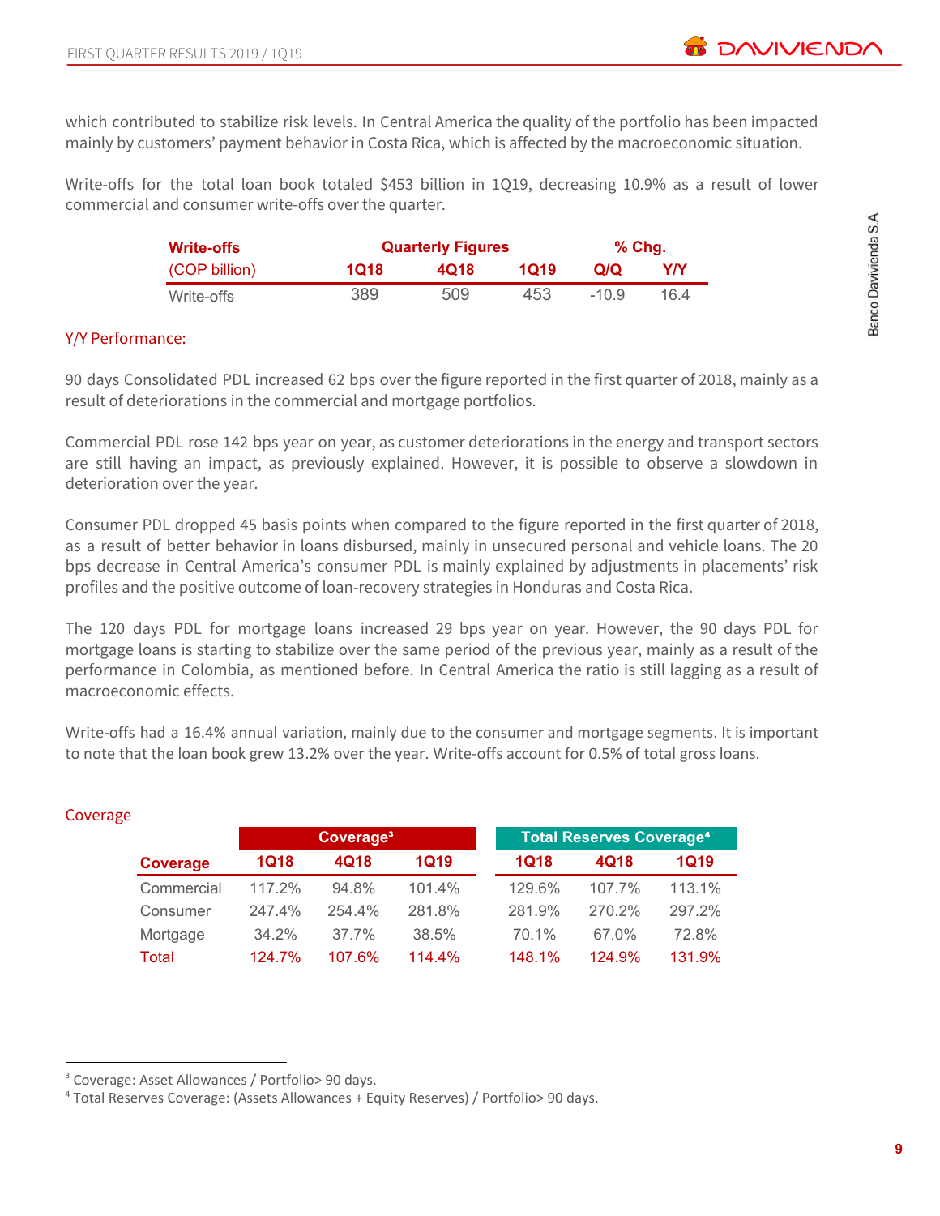which contributed to stabilize risk levels. In Central America the quality of the portfolio has been impacted mainly by customers' payment behavior in Costa Rica, which is affected by the macroeconomic situation.

Write-offs for the total loan book totaled $453 billion in 1Q19, decreasing 10.9% as a result of lower commercial and consumer write-offs over the quarter.

| **Write-offs** | **Quarterly Figures** | | | **% Chg.** | |
|---|---|---|---|---|---|
| (COP billion) | **1Q18** | **4Q18** | **1Q19** | **Q/Q** | **Y/Y** |
| Write-offs | 389 | 509 | 453 | -10.9 | 16.4 |

### Y/Y Performance:

90 days Consolidated PDL increased 62 bps over the figure reported in the first quarter of 2018, mainly as a result of deteriorations in the commercial and mortgage portfolios.

Commercial PDL rose 142 bps year on year, as customer deteriorations in the energy and transport sectors are still having an impact, as previously explained. However, it is possible to observe a slowdown in deterioration over the year.

Consumer PDL dropped 45 basis points when compared to the figure reported in the first quarter of 2018, as a result of better behavior in loans disbursed, mainly in unsecured personal and vehicle loans. The 20 bps decrease in Central America's consumer PDL is mainly explained by adjustments in placements' risk profiles and the positive outcome of loan-recovery strategies in Honduras and Costa Rica.

The 120 days PDL for mortgage loans increased 29 bps year on year. However, the 90 days PDL for mortgage loans is starting to stabilize over the same period of the previous year, mainly as a result of the performance in Colombia, as mentioned before. In Central America the ratio is still lagging as a result of macroeconomic effects.

Write-offs had a 16.4% annual variation, mainly due to the consumer and mortgage segments. It is important to note that the loan book grew 13.2% over the year. Write-offs account for 0.5% of total gross loans.

### Coverage

| | **Coverage[3]** | | | **Total Reserves Coverage[4]** | | |
|---|---|---|---|---|---|---|
| **Coverage** | **1Q18** | **4Q18** | **1Q19** | **1Q18** | **4Q18** | **1Q19** |
| Commercial | 117.2% | 94.8% | 101.4% | 129.6% | 107.7% | 113.1% |
| Consumer | 247.4% | 254.4% | 281.8% | 281.9% | 270.2% | 297.2% |
| Mortgage | 34.2% | 37.7% | 38.5% | 70.1% | 67.0% | 72.8% |
| Total | 124.7% | 107.6% | 114.4% | 148.1% | 124.9% | 131.9% |

---

[3] Coverage: Asset Allowances / Portfolio> 90 days.

[4] Total Reserves Coverage: (Assets Allowances + Equity Reserves) / Portfolio> 90 days.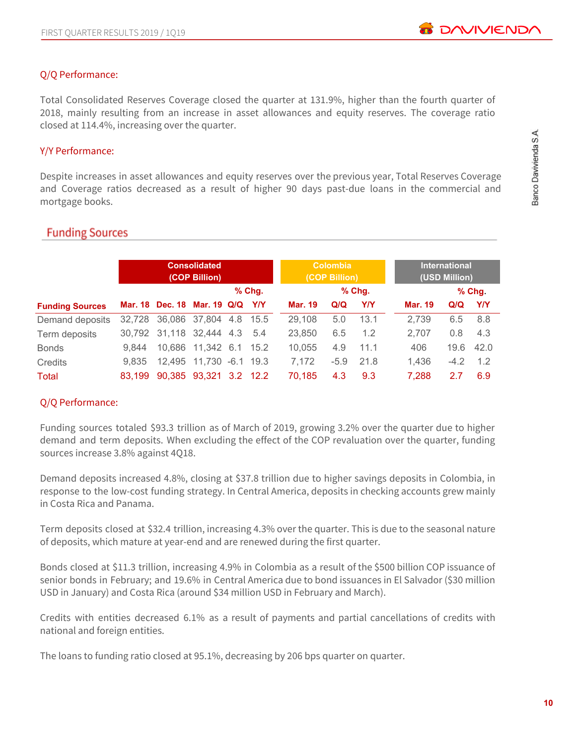### Q/Q Performance:

Total Consolidated Reserves Coverage closed the quarter at 131.9%, higher than the fourth quarter of 2018, mainly resulting from an increase in asset allowances and equity reserves. The coverage ratio closed at 114.4%, increasing over the quarter.

### Y/Y Performance:

Despite increases in asset allowances and equity reserves over the previous year, Total Reserves Coverage and Coverage ratios decreased as a result of higher 90 days past-due loans in the commercial and mortgage books.

## Funding Sources

| | Consolidated (COP Billion) | | | | | Colombia (COP Billion) | | | International (USD Million) | | |
|---|---|---|---|---|---|---|---|---|---|---|---|
| | | | | % Chg. | | | % Chg. | | | % Chg. | |
| **Funding Sources** | **Mar. 18** | **Dec. 18** | **Mar. 19** | **Q/Q** | **Y/Y** | **Mar. 19** | **Q/Q** | **Y/Y** | **Mar. 19** | **Q/Q** | **Y/Y** |
| Demand deposits | 32,728 | 36,086 | 37,804 | 4.8 | 15.5 | 29,108 | 5.0 | 13.1 | 2,739 | 6.5 | 8.8 |
| Term deposits | 30,792 | 31,118 | 32,444 | 4.3 | 5.4 | 23,850 | 6.5 | 1.2 | 2,707 | 0.8 | 4.3 |
| Bonds | 9,844 | 10,686 | 11,342 | 6.1 | 15.2 | 10,055 | 4.9 | 11.1 | 406 | 19.6 | 42.0 |
| Credits | 9,835 | 12,495 | 11,730 | -6.1 | 19.3 | 7,172 | -5.9 | 21.8 | 1,436 | -4.2 | 1.2 |
| Total | 83,199 | 90,385 | 93,321 | 3.2 | 12.2 | 70,185 | 4.3 | 9.3 | 7,288 | 2.7 | 6.9 |

### Q/Q Performance:

Funding sources totaled $93.3 trillion as of March of 2019, growing 3.2% over the quarter due to higher demand and term deposits. When excluding the effect of the COP revaluation over the quarter, funding sources increase 3.8% against 4Q18.

Demand deposits increased 4.8%, closing at $37.8 trillion due to higher savings deposits in Colombia, in response to the low-cost funding strategy. In Central America, deposits in checking accounts grew mainly in Costa Rica and Panama.

Term deposits closed at $32.4 trillion, increasing 4.3% over the quarter. This is due to the seasonal nature of deposits, which mature at year-end and are renewed during the first quarter.

Bonds closed at $11.3 trillion, increasing 4.9% in Colombia as a result of the $500 billion COP issuance of senior bonds in February; and 19.6% in Central America due to bond issuances in El Salvador ($30 million USD in January) and Costa Rica (around $34 million USD in February and March).

Credits with entities decreased 6.1% as a result of payments and partial cancellations of credits with national and foreign entities.

The loans to funding ratio closed at 95.1%, decreasing by 206 bps quarter on quarter.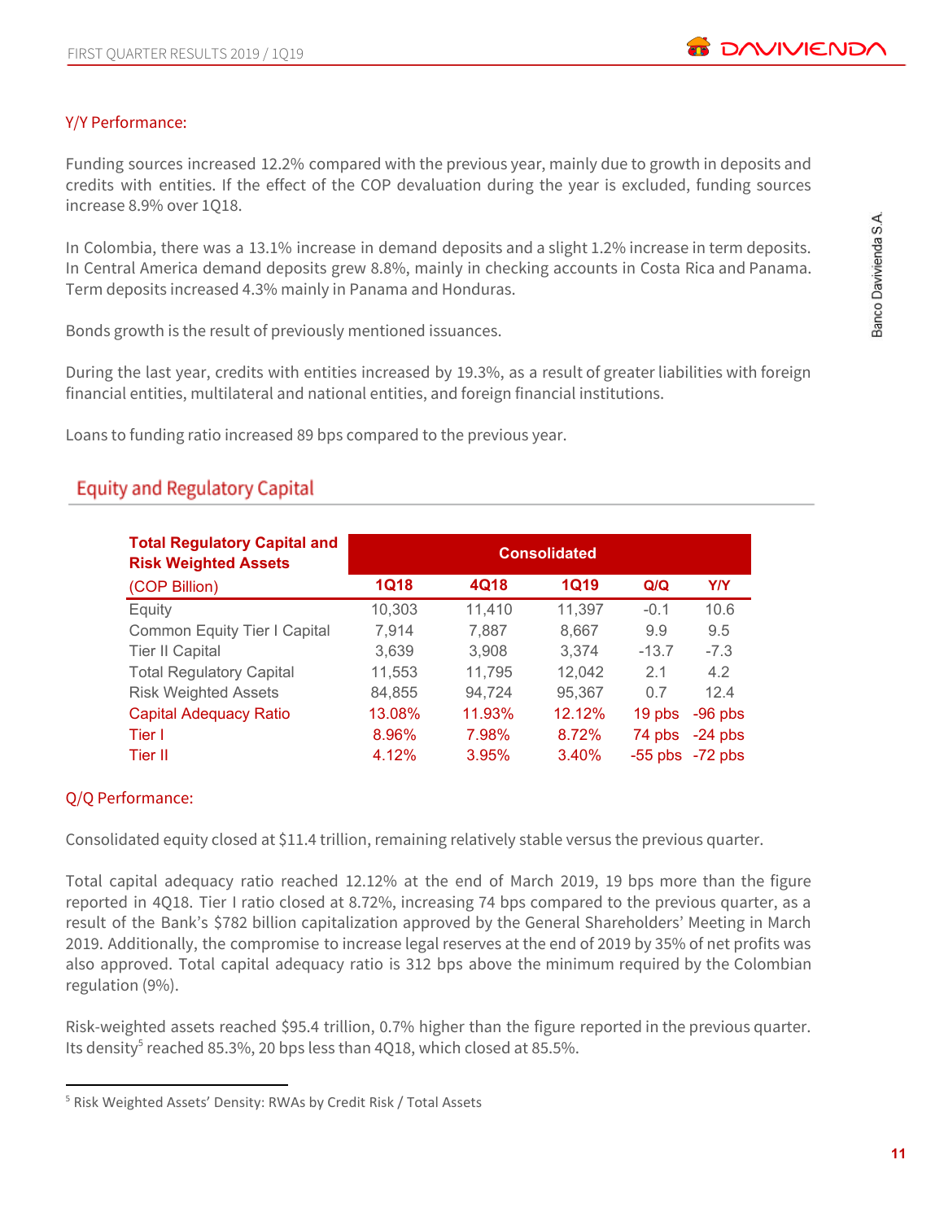Y/Y Performance:

Funding sources increased 12.2% compared with the previous year, mainly due to growth in deposits and credits with entities. If the effect of the COP devaluation during the year is excluded, funding sources increase 8.9% over 1Q18.

In Colombia, there was a 13.1% increase in demand deposits and a slight 1.2% increase in term deposits. In Central America demand deposits grew 8.8%, mainly in checking accounts in Costa Rica and Panama. Term deposits increased 4.3% mainly in Panama and Honduras.

Bonds growth is the result of previously mentioned issuances.

During the last year, credits with entities increased by 19.3%, as a result of greater liabilities with foreign financial entities, multilateral and national entities, and foreign financial institutions.

Loans to funding ratio increased 89 bps compared to the previous year.

## Equity and Regulatory Capital

| Total Regulatory Capital and Risk Weighted Assets | Consolidated | | | | |
|---|---|---|---|---|---|
| (COP Billion) | 1Q18 | 4Q18 | 1Q19 | Q/Q | Y/Y |
| Equity | 10,303 | 11,410 | 11,397 | -0.1 | 10.6 |
| Common Equity Tier I Capital | 7,914 | 7,887 | 8,667 | 9.9 | 9.5 |
| Tier II Capital | 3,639 | 3,908 | 3,374 | -13.7 | -7.3 |
| Total Regulatory Capital | 11,553 | 11,795 | 12,042 | 2.1 | 4.2 |
| Risk Weighted Assets | 84,855 | 94,724 | 95,367 | 0.7 | 12.4 |
| Capital Adequacy Ratio | 13.08% | 11.93% | 12.12% | 19 pbs | -96 pbs |
| Tier I | 8.96% | 7.98% | 8.72% | 74 pbs | -24 pbs |
| Tier II | 4.12% | 3.95% | 3.40% | -55 pbs | -72 pbs |

Q/Q Performance:

Consolidated equity closed at $11.4 trillion, remaining relatively stable versus the previous quarter.

Total capital adequacy ratio reached 12.12% at the end of March 2019, 19 bps more than the figure reported in 4Q18. Tier I ratio closed at 8.72%, increasing 74 bps compared to the previous quarter, as a result of the Bank's $782 billion capitalization approved by the General Shareholders' Meeting in March 2019. Additionally, the compromise to increase legal reserves at the end of 2019 by 35% of net profits was also approved. Total capital adequacy ratio is 312 bps above the minimum required by the Colombian regulation (9%).

Risk-weighted assets reached $95.4 trillion, 0.7% higher than the figure reported in the previous quarter. Its density[5] reached 85.3%, 20 bps less than 4Q18, which closed at 85.5%.

[5] Risk Weighted Assets' Density: RWAs by Credit Risk / Total Assets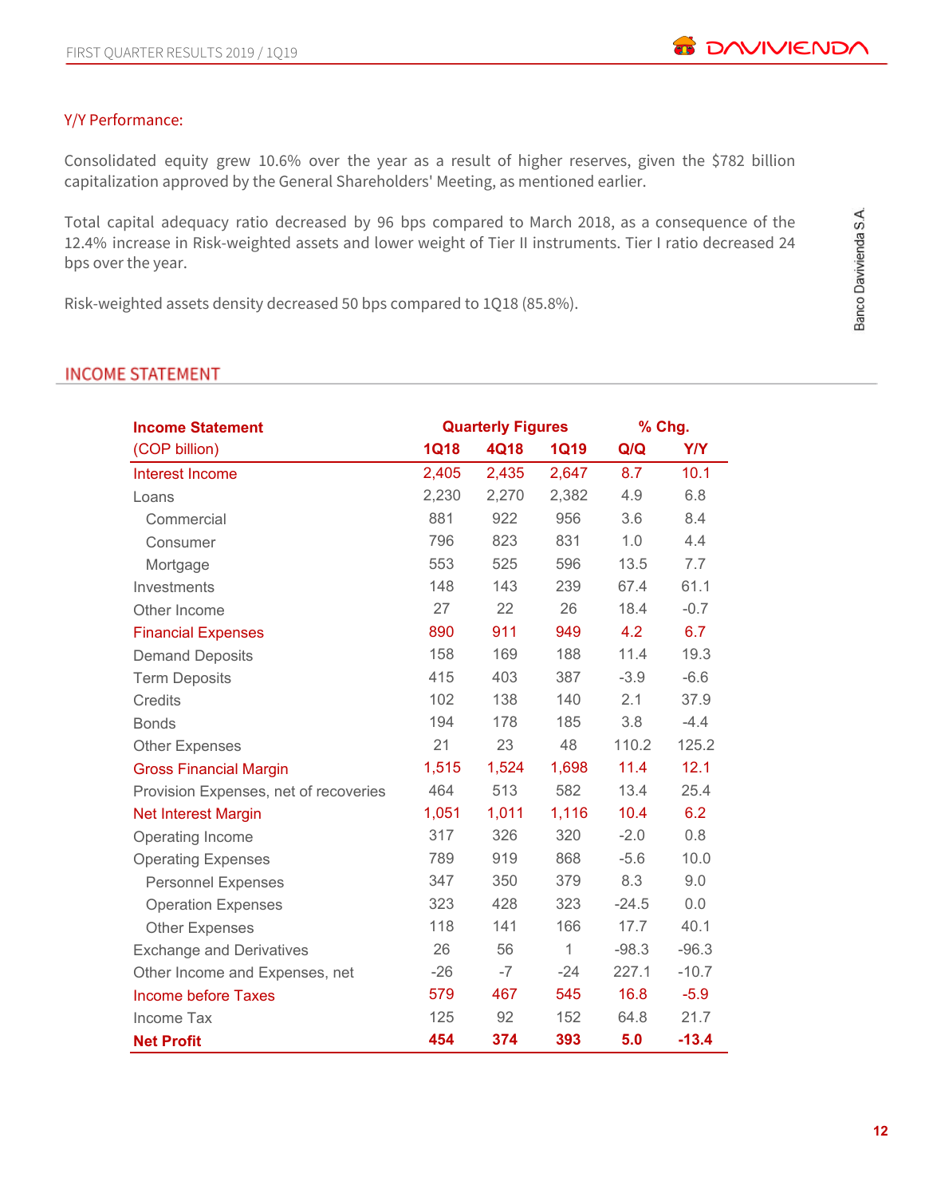### Y/Y Performance:

Consolidated equity grew 10.6% over the year as a result of higher reserves, given the $782 billion capitalization approved by the General Shareholders' Meeting, as mentioned earlier.

Total capital adequacy ratio decreased by 96 bps compared to March 2018, as a consequence of the 12.4% increase in Risk-weighted assets and lower weight of Tier II instruments. Tier I ratio decreased 24 bps over the year.

Risk-weighted assets density decreased 50 bps compared to 1Q18 (85.8%).

## INCOME STATEMENT

| Income Statement | Quarterly Figures | | | % Chg. | |
|---|---|---|---|---|---|
| (COP billion) | 1Q18 | 4Q18 | 1Q19 | Q/Q | Y/Y |
| Interest Income | 2,405 | 2,435 | 2,647 | 8.7 | 10.1 |
| Loans | 2,230 | 2,270 | 2,382 | 4.9 | 6.8 |
| Commercial | 881 | 922 | 956 | 3.6 | 8.4 |
| Consumer | 796 | 823 | 831 | 1.0 | 4.4 |
| Mortgage | 553 | 525 | 596 | 13.5 | 7.7 |
| Investments | 148 | 143 | 239 | 67.4 | 61.1 |
| Other Income | 27 | 22 | 26 | 18.4 | -0.7 |
| Financial Expenses | 890 | 911 | 949 | 4.2 | 6.7 |
| Demand Deposits | 158 | 169 | 188 | 11.4 | 19.3 |
| Term Deposits | 415 | 403 | 387 | -3.9 | -6.6 |
| Credits | 102 | 138 | 140 | 2.1 | 37.9 |
| Bonds | 194 | 178 | 185 | 3.8 | -4.4 |
| Other Expenses | 21 | 23 | 48 | 110.2 | 125.2 |
| Gross Financial Margin | 1,515 | 1,524 | 1,698 | 11.4 | 12.1 |
| Provision Expenses, net of recoveries | 464 | 513 | 582 | 13.4 | 25.4 |
| Net Interest Margin | 1,051 | 1,011 | 1,116 | 10.4 | 6.2 |
| Operating Income | 317 | 326 | 320 | -2.0 | 0.8 |
| Operating Expenses | 789 | 919 | 868 | -5.6 | 10.0 |
| Personnel Expenses | 347 | 350 | 379 | 8.3 | 9.0 |
| Operation Expenses | 323 | 428 | 323 | -24.5 | 0.0 |
| Other Expenses | 118 | 141 | 166 | 17.7 | 40.1 |
| Exchange and Derivatives | 26 | 56 | 1 | -98.3 | -96.3 |
| Other Income and Expenses, net | -26 | -7 | -24 | 227.1 | -10.7 |
| Income before Taxes | 579 | 467 | 545 | 16.8 | -5.9 |
| Income Tax | 125 | 92 | 152 | 64.8 | 21.7 |
| **Net Profit** | **454** | **374** | **393** | **5.0** | **-13.4** |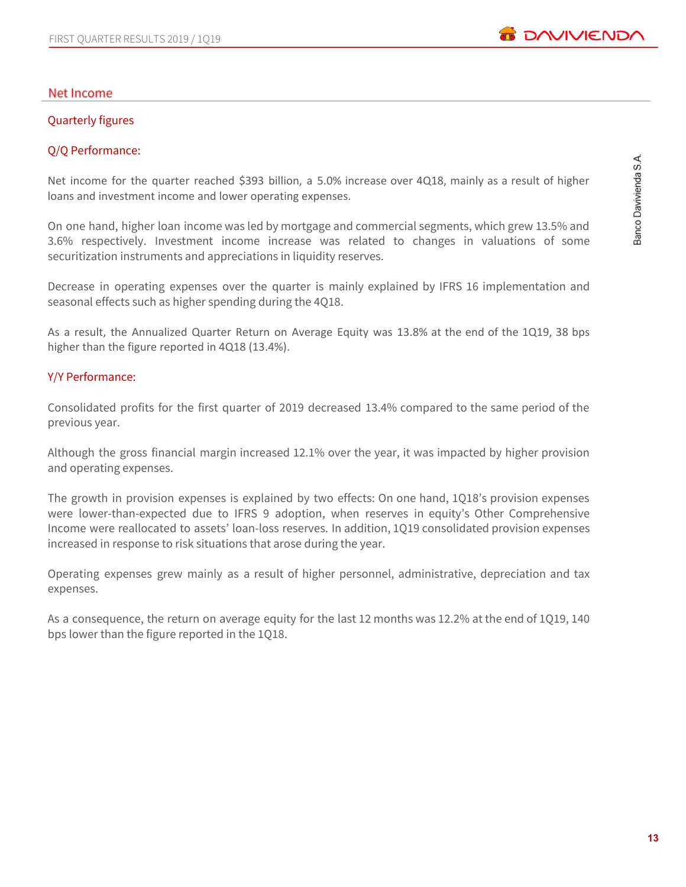## Net Income

### Quarterly figures

### Q/Q Performance:

Net income for the quarter reached $393 billion, a 5.0% increase over 4Q18, mainly as a result of higher loans and investment income and lower operating expenses.

On one hand, higher loan income was led by mortgage and commercial segments, which grew 13.5% and 3.6% respectively. Investment income increase was related to changes in valuations of some securitization instruments and appreciations in liquidity reserves.

Decrease in operating expenses over the quarter is mainly explained by IFRS 16 implementation and seasonal effects such as higher spending during the 4Q18.

As a result, the Annualized Quarter Return on Average Equity was 13.8% at the end of the 1Q19, 38 bps higher than the figure reported in 4Q18 (13.4%).

### Y/Y Performance:

Consolidated profits for the first quarter of 2019 decreased 13.4% compared to the same period of the previous year.

Although the gross financial margin increased 12.1% over the year, it was impacted by higher provision and operating expenses.

The growth in provision expenses is explained by two effects: On one hand, 1Q18's provision expenses were lower-than-expected due to IFRS 9 adoption, when reserves in equity's Other Comprehensive Income were reallocated to assets' loan-loss reserves. In addition, 1Q19 consolidated provision expenses increased in response to risk situations that arose during the year.

Operating expenses grew mainly as a result of higher personnel, administrative, depreciation and tax expenses.

As a consequence, the return on average equity for the last 12 months was 12.2% at the end of 1Q19, 140 bps lower than the figure reported in the 1Q18.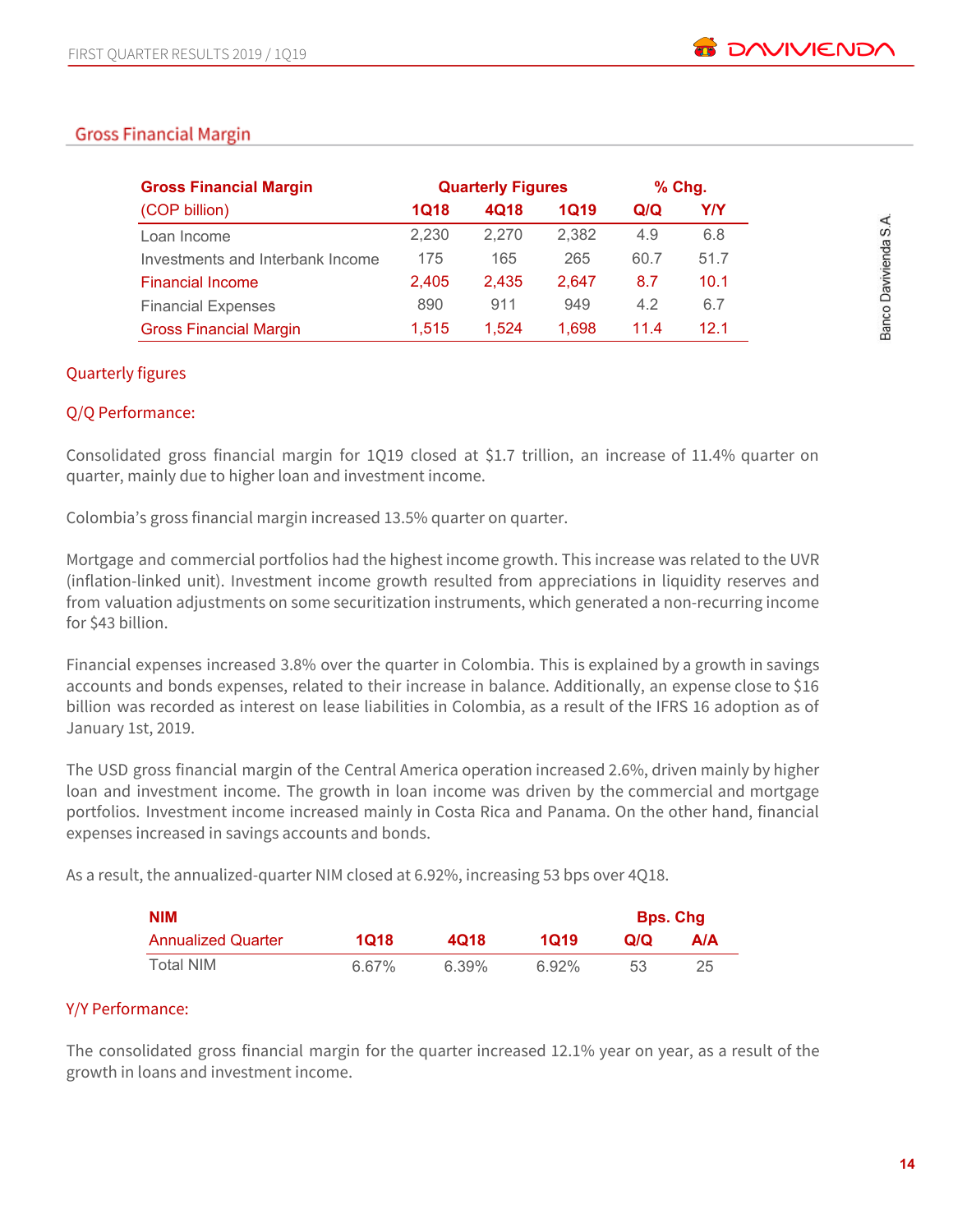## Gross Financial Margin

| Gross Financial Margin (COP billion) | Quarterly Figures 1Q18 | 4Q18 | 1Q19 | % Chg. Q/Q | Y/Y |
|---|---|---|---|---|---|
| Loan Income | 2,230 | 2,270 | 2,382 | 4.9 | 6.8 |
| Investments and Interbank Income | 175 | 165 | 265 | 60.7 | 51.7 |
| Financial Income | 2,405 | 2,435 | 2,647 | 8.7 | 10.1 |
| Financial Expenses | 890 | 911 | 949 | 4.2 | 6.7 |
| Gross Financial Margin | 1,515 | 1,524 | 1,698 | 11.4 | 12.1 |

### Quarterly figures

### Q/Q Performance:

Consolidated gross financial margin for 1Q19 closed at $1.7 trillion, an increase of 11.4% quarter on quarter, mainly due to higher loan and investment income.

Colombia's gross financial margin increased 13.5% quarter on quarter.

Mortgage and commercial portfolios had the highest income growth. This increase was related to the UVR (inflation-linked unit). Investment income growth resulted from appreciations in liquidity reserves and from valuation adjustments on some securitization instruments, which generated a non-recurring income for $43 billion.

Financial expenses increased 3.8% over the quarter in Colombia. This is explained by a growth in savings accounts and bonds expenses, related to their increase in balance. Additionally, an expense close to $16 billion was recorded as interest on lease liabilities in Colombia, as a result of the IFRS 16 adoption as of January 1st, 2019.

The USD gross financial margin of the Central America operation increased 2.6%, driven mainly by higher loan and investment income. The growth in loan income was driven by the commercial and mortgage portfolios. Investment income increased mainly in Costa Rica and Panama. On the other hand, financial expenses increased in savings accounts and bonds.

As a result, the annualized-quarter NIM closed at 6.92%, increasing 53 bps over 4Q18.

| NIM Annualized Quarter | 1Q18 | 4Q18 | 1Q19 | Bps. Chg Q/Q | A/A |
|---|---|---|---|---|---|
| Total NIM | 6.67% | 6.39% | 6.92% | 53 | 25 |

### Y/Y Performance:

The consolidated gross financial margin for the quarter increased 12.1% year on year, as a result of the growth in loans and investment income.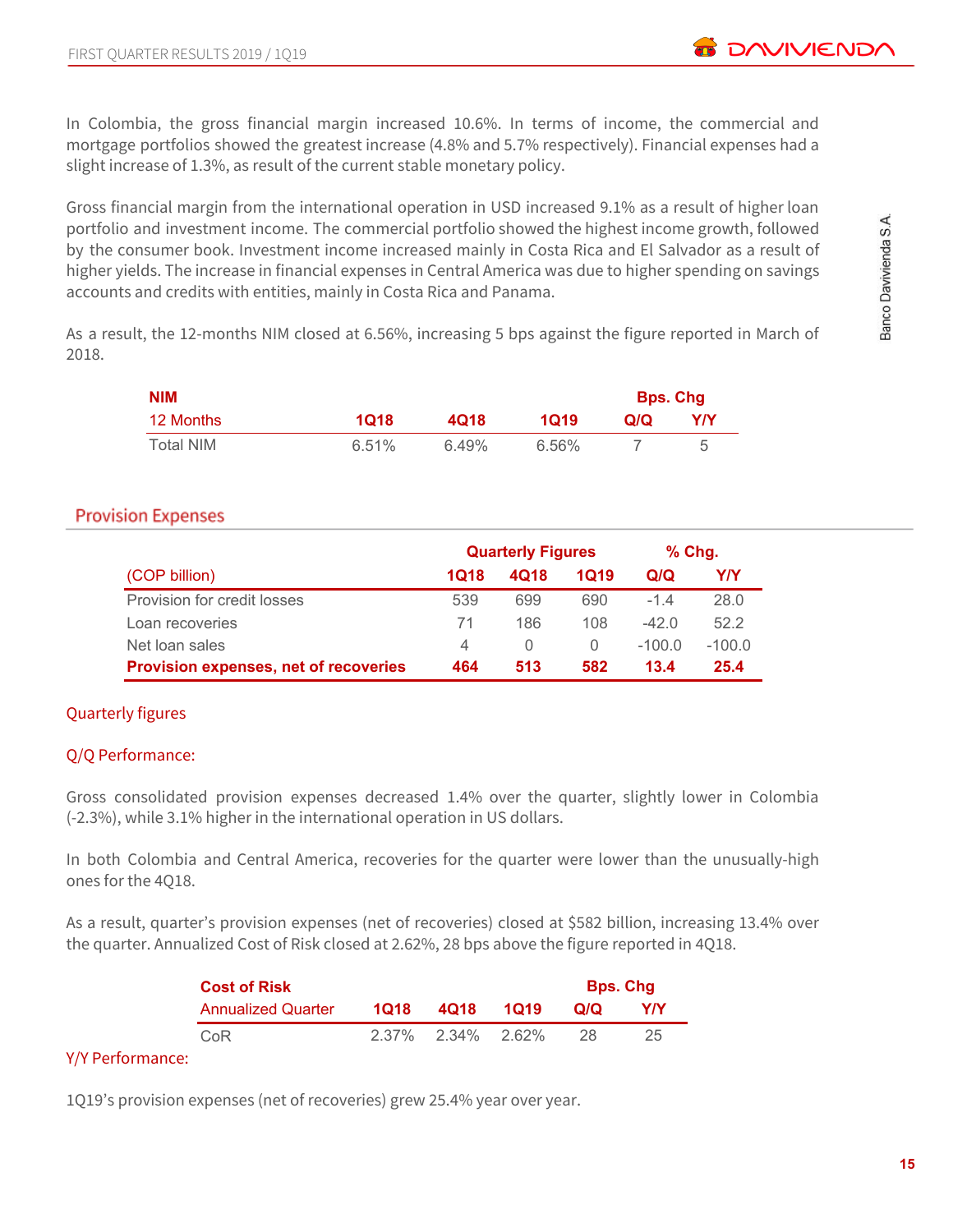In Colombia, the gross financial margin increased 10.6%. In terms of income, the commercial and mortgage portfolios showed the greatest increase (4.8% and 5.7% respectively). Financial expenses had a slight increase of 1.3%, as result of the current stable monetary policy.

Gross financial margin from the international operation in USD increased 9.1% as a result of higher loan portfolio and investment income. The commercial portfolio showed the highest income growth, followed by the consumer book. Investment income increased mainly in Costa Rica and El Salvador as a result of higher yields. The increase in financial expenses in Central America was due to higher spending on savings accounts and credits with entities, mainly in Costa Rica and Panama.

As a result, the 12-months NIM closed at 6.56%, increasing 5 bps against the figure reported in March of 2018.

| NIM | | | | Bps. Chg | |
|---|---|---|---|---|---|
| 12 Months | 1Q18 | 4Q18 | 1Q19 | Q/Q | Y/Y |
| Total NIM | 6.51% | 6.49% | 6.56% | 7 | 5 |

## Provision Expenses

| | Quarterly Figures | | | % Chg. | |
|---|---|---|---|---|---|
| (COP billion) | 1Q18 | 4Q18 | 1Q19 | Q/Q | Y/Y |
| Provision for credit losses | 539 | 699 | 690 | -1.4 | 28.0 |
| Loan recoveries | 71 | 186 | 108 | -42.0 | 52.2 |
| Net loan sales | 4 | 0 | 0 | -100.0 | -100.0 |
| **Provision expenses, net of recoveries** | **464** | **513** | **582** | **13.4** | **25.4** |

### Quarterly figures

### Q/Q Performance:

Gross consolidated provision expenses decreased 1.4% over the quarter, slightly lower in Colombia (-2.3%), while 3.1% higher in the international operation in US dollars.

In both Colombia and Central America, recoveries for the quarter were lower than the unusually-high ones for the 4Q18.

As a result, quarter's provision expenses (net of recoveries) closed at $582 billion, increasing 13.4% over the quarter. Annualized Cost of Risk closed at 2.62%, 28 bps above the figure reported in 4Q18.

| Cost of Risk | | | | Bps. Chg | |
|---|---|---|---|---|---|
| Annualized Quarter | 1Q18 | 4Q18 | 1Q19 | Q/Q | Y/Y |
| CoR | 2.37% | 2.34% | 2.62% | 28 | 25 |

### Y/Y Performance:

1Q19's provision expenses (net of recoveries) grew 25.4% year over year.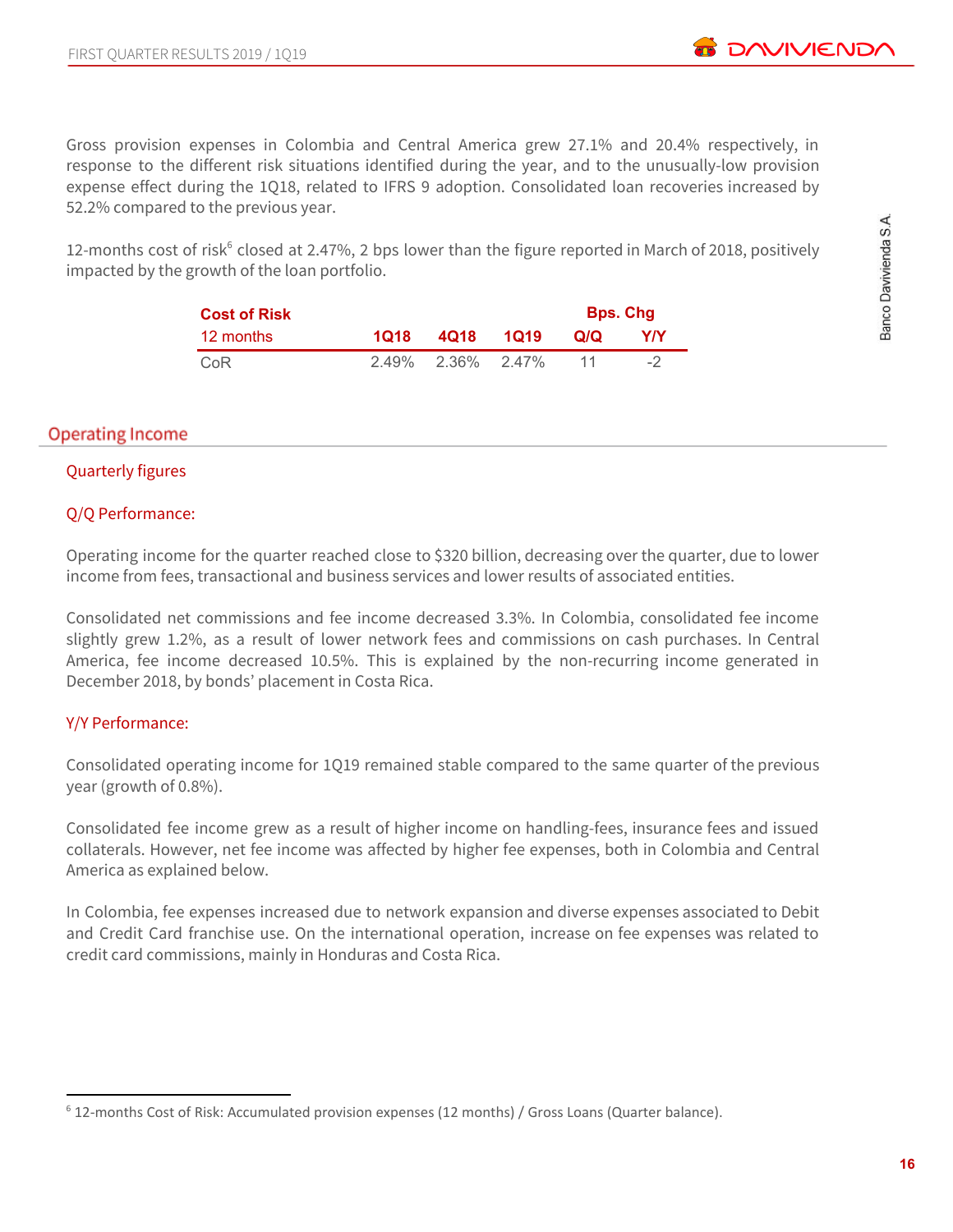Gross provision expenses in Colombia and Central America grew 27.1% and 20.4% respectively, in response to the different risk situations identified during the year, and to the unusually-low provision expense effect during the 1Q18, related to IFRS 9 adoption. Consolidated loan recoveries increased by 52.2% compared to the previous year.

12-months cost of risk[6] closed at 2.47%, 2 bps lower than the figure reported in March of 2018, positively impacted by the growth of the loan portfolio.

| Cost of Risk | | | | Bps. Chg | |
|---|---|---|---|---|---|
| 12 months | 1Q18 | 4Q18 | 1Q19 | Q/Q | Y/Y |
| CoR | 2.49% | 2.36% | 2.47% | 11 | -2 |

## Operating Income

### Quarterly figures

### Q/Q Performance:

Operating income for the quarter reached close to $320 billion, decreasing over the quarter, due to lower income from fees, transactional and business services and lower results of associated entities.

Consolidated net commissions and fee income decreased 3.3%. In Colombia, consolidated fee income slightly grew 1.2%, as a result of lower network fees and commissions on cash purchases. In Central America, fee income decreased 10.5%. This is explained by the non-recurring income generated in December 2018, by bonds' placement in Costa Rica.

### Y/Y Performance:

Consolidated operating income for 1Q19 remained stable compared to the same quarter of the previous year (growth of 0.8%).

Consolidated fee income grew as a result of higher income on handling-fees, insurance fees and issued collaterals. However, net fee income was affected by higher fee expenses, both in Colombia and Central America as explained below.

In Colombia, fee expenses increased due to network expansion and diverse expenses associated to Debit and Credit Card franchise use. On the international operation, increase on fee expenses was related to credit card commissions, mainly in Honduras and Costa Rica.

[6] 12-months Cost of Risk: Accumulated provision expenses (12 months) / Gross Loans (Quarter balance).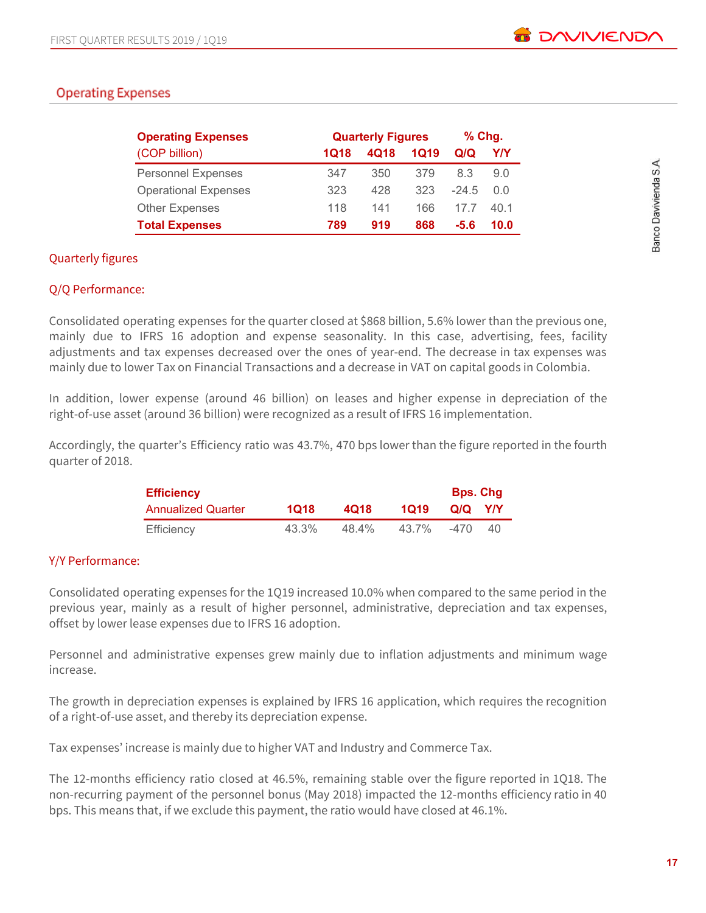## Operating Expenses

| Operating Expenses (COP billion) | Quarterly Figures | | | % Chg. | |
|---|---|---|---|---|---|
| | 1Q18 | 4Q18 | 1Q19 | Q/Q | Y/Y |
| Personnel Expenses | 347 | 350 | 379 | 8.3 | 9.0 |
| Operational Expenses | 323 | 428 | 323 | -24.5 | 0.0 |
| Other Expenses | 118 | 141 | 166 | 17.7 | 40.1 |
| **Total Expenses** | **789** | **919** | **868** | **-5.6** | **10.0** |

### Quarterly figures

#### Q/Q Performance:

Consolidated operating expenses for the quarter closed at $868 billion, 5.6% lower than the previous one, mainly due to IFRS 16 adoption and expense seasonality. In this case, advertising, fees, facility adjustments and tax expenses decreased over the ones of year-end. The decrease in tax expenses was mainly due to lower Tax on Financial Transactions and a decrease in VAT on capital goods in Colombia.

In addition, lower expense (around 46 billion) on leases and higher expense in depreciation of the right-of-use asset (around 36 billion) were recognized as a result of IFRS 16 implementation.

Accordingly, the quarter's Efficiency ratio was 43.7%, 470 bps lower than the figure reported in the fourth quarter of 2018.

| Efficiency Annualized Quarter | 1Q18 | 4Q18 | 1Q19 | Bps. Chg Q/Q | Bps. Chg Y/Y |
|---|---|---|---|---|---|
| Efficiency | 43.3% | 48.4% | 43.7% | -470 | 40 |

#### Y/Y Performance:

Consolidated operating expenses for the 1Q19 increased 10.0% when compared to the same period in the previous year, mainly as a result of higher personnel, administrative, depreciation and tax expenses, offset by lower lease expenses due to IFRS 16 adoption.

Personnel and administrative expenses grew mainly due to inflation adjustments and minimum wage increase.

The growth in depreciation expenses is explained by IFRS 16 application, which requires the recognition of a right-of-use asset, and thereby its depreciation expense.

Tax expenses' increase is mainly due to higher VAT and Industry and Commerce Tax.

The 12-months efficiency ratio closed at 46.5%, remaining stable over the figure reported in 1Q18. The non-recurring payment of the personnel bonus (May 2018) impacted the 12-months efficiency ratio in 40 bps. This means that, if we exclude this payment, the ratio would have closed at 46.1%.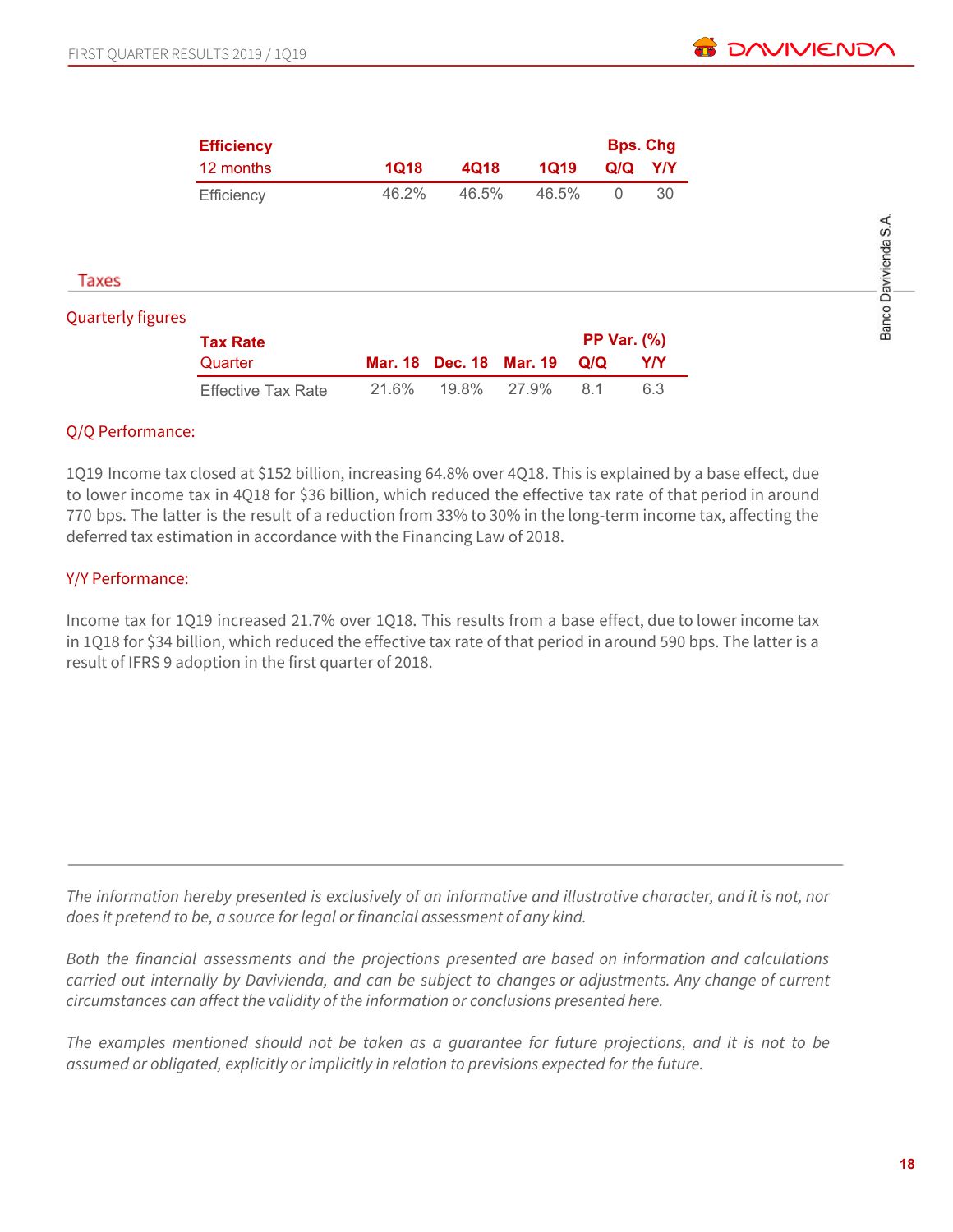| **Efficiency** | | | | **Bps. Chg** | |
|---|---|---|---|---|---|
| 12 months | **1Q18** | **4Q18** | **1Q19** | **Q/Q** | **Y/Y** |
| Efficiency | 46.2% | 46.5% | 46.5% | 0 | 30 |

## Taxes

### Quarterly figures

| **Tax Rate** | | | | **PP Var. (%)** | |
|---|---|---|---|---|---|
| Quarter | **Mar. 18** | **Dec. 18** | **Mar. 19** | **Q/Q** | **Y/Y** |
| Effective Tax Rate | 21.6% | 19.8% | 27.9% | 8.1 | 6.3 |

### Q/Q Performance:

1Q19 Income tax closed at $152 billion, increasing 64.8% over 4Q18. This is explained by a base effect, due to lower income tax in 4Q18 for $36 billion, which reduced the effective tax rate of that period in around 770 bps. The latter is the result of a reduction from 33% to 30% in the long-term income tax, affecting the deferred tax estimation in accordance with the Financing Law of 2018.

### Y/Y Performance:

Income tax for 1Q19 increased 21.7% over 1Q18. This results from a base effect, due to lower income tax in 1Q18 for $34 billion, which reduced the effective tax rate of that period in around 590 bps. The latter is a result of IFRS 9 adoption in the first quarter of 2018.

---

*The information hereby presented is exclusively of an informative and illustrative character, and it is not, nor does it pretend to be, a source for legal or financial assessment of any kind.*

*Both the financial assessments and the projections presented are based on information and calculations carried out internally by Davivienda, and can be subject to changes or adjustments. Any change of current circumstances can affect the validity of the information or conclusions presented here.*

*The examples mentioned should not be taken as a guarantee for future projections, and it is not to be assumed or obligated, explicitly or implicitly in relation to previsions expected for the future.*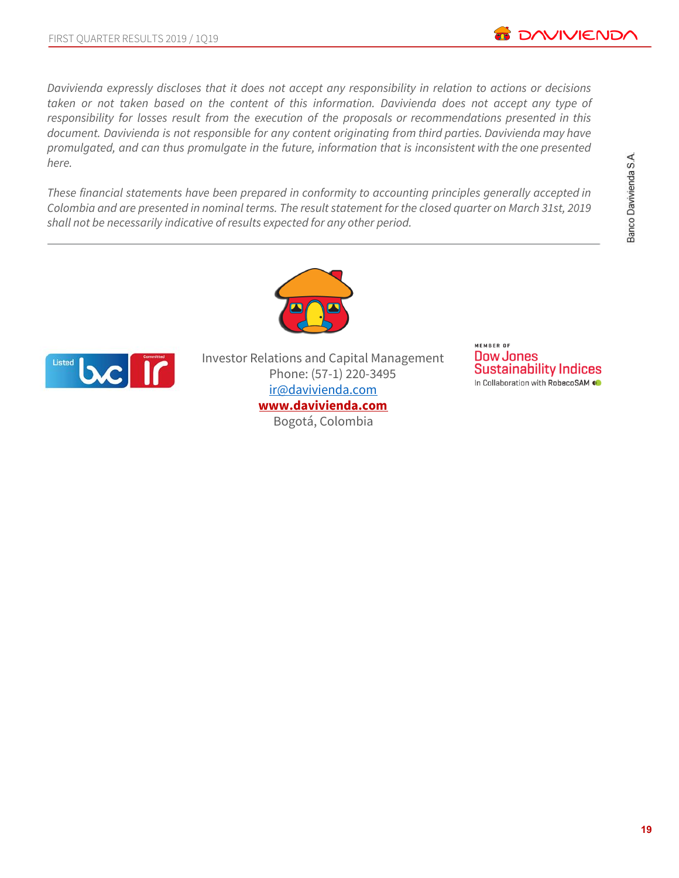*Davivienda expressly discloses that it does not accept any responsibility in relation to actions or decisions taken or not taken based on the content of this information. Davivienda does not accept any type of responsibility for losses result from the execution of the proposals or recommendations presented in this document. Davivienda is not responsible for any content originating from third parties. Davivienda may have promulgated, and can thus promulgate in the future, information that is inconsistent with the one presented here.*

*These financial statements have been prepared in conformity to accounting principles generally accepted in Colombia and are presented in nominal terms. The result statement for the closed quarter on March 31st, 2019 shall not be necessarily indicative of results expected for any other period.*

---

Investor Relations and Capital Management
Phone: (57-1) 220-3495
ir@davivienda.com
**www.davivienda.com**
Bogotá, Colombia